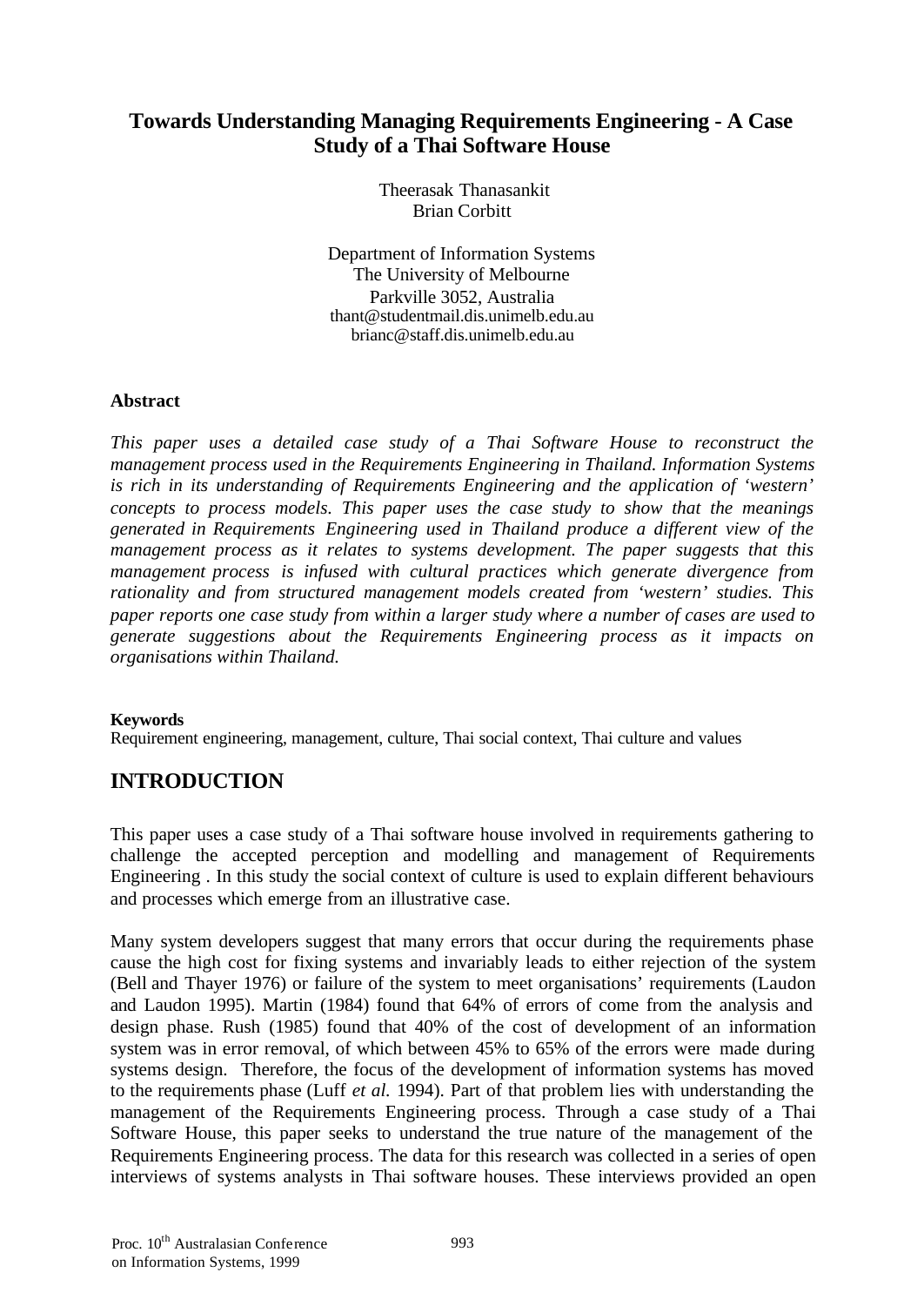# Towards Understanding Managing Requirements Engineering - A Case Study of a Thai Software House

Theerasak Thanasankit
Brian Corbitt

Department of Information Systems
The University of Melbourne
Parkville 3052, Australia
thant@studentmail.dis.unimelb.edu.au
brianc@staff.dis.unimelb.edu.au

## Abstract

*This paper uses a detailed case study of a Thai Software House to reconstruct the management process used in the Requirements Engineering in Thailand. Information Systems is rich in its understanding of Requirements Engineering and the application of 'western' concepts to process models. This paper uses the case study to show that the meanings generated in Requirements Engineering used in Thailand produce a different view of the management process as it relates to systems development. The paper suggests that this management process is infused with cultural practices which generate divergence from rationality and from structured management models created from 'western' studies. This paper reports one case study from within a larger study where a number of cases are used to generate suggestions about the Requirements Engineering process as it impacts on organisations within Thailand.*

**Keywords**
Requirement engineering, management, culture, Thai social context, Thai culture and values

## INTRODUCTION

This paper uses a case study of a Thai software house involved in requirements gathering to challenge the accepted perception and modelling and management of Requirements Engineering . In this study the social context of culture is used to explain different behaviours and processes which emerge from an illustrative case.

Many system developers suggest that many errors that occur during the requirements phase cause the high cost for fixing systems and invariably leads to either rejection of the system (Bell and Thayer 1976) or failure of the system to meet organisations' requirements (Laudon and Laudon 1995). Martin (1984) found that 64% of errors of come from the analysis and design phase. Rush (1985) found that 40% of the cost of development of an information system was in error removal, of which between 45% to 65% of the errors were made during systems design. Therefore, the focus of the development of information systems has moved to the requirements phase (Luff *et al.* 1994). Part of that problem lies with understanding the management of the Requirements Engineering process. Through a case study of a Thai Software House, this paper seeks to understand the true nature of the management of the Requirements Engineering process. The data for this research was collected in a series of open interviews of systems analysts in Thai software houses. These interviews provided an open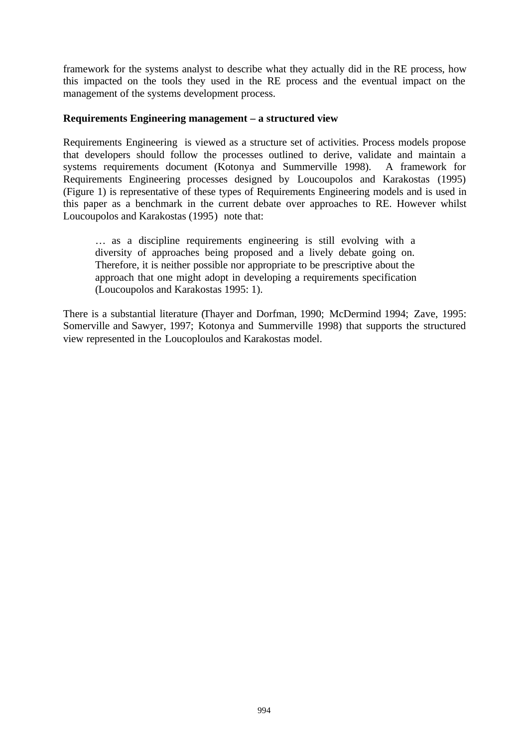framework for the systems analyst to describe what they actually did in the RE process, how this impacted on the tools they used in the RE process and the eventual impact on the management of the systems development process.

**Requirements Engineering management – a structured view**

Requirements Engineering is viewed as a structure set of activities. Process models propose that developers should follow the processes outlined to derive, validate and maintain a systems requirements document (Kotonya and Summerville 1998). A framework for Requirements Engineering processes designed by Loucoupolos and Karakostas (1995) (Figure 1) is representative of these types of Requirements Engineering models and is used in this paper as a benchmark in the current debate over approaches to RE. However whilst Loucoupolos and Karakostas (1995) note that:

> … as a discipline requirements engineering is still evolving with a diversity of approaches being proposed and a lively debate going on. Therefore, it is neither possible nor appropriate to be prescriptive about the approach that one might adopt in developing a requirements specification (Loucoupolos and Karakostas 1995: 1).

There is a substantial literature (Thayer and Dorfman, 1990; McDermind 1994; Zave, 1995: Somerville and Sawyer, 1997; Kotonya and Summerville 1998) that supports the structured view represented in the Loucoploulos and Karakostas model.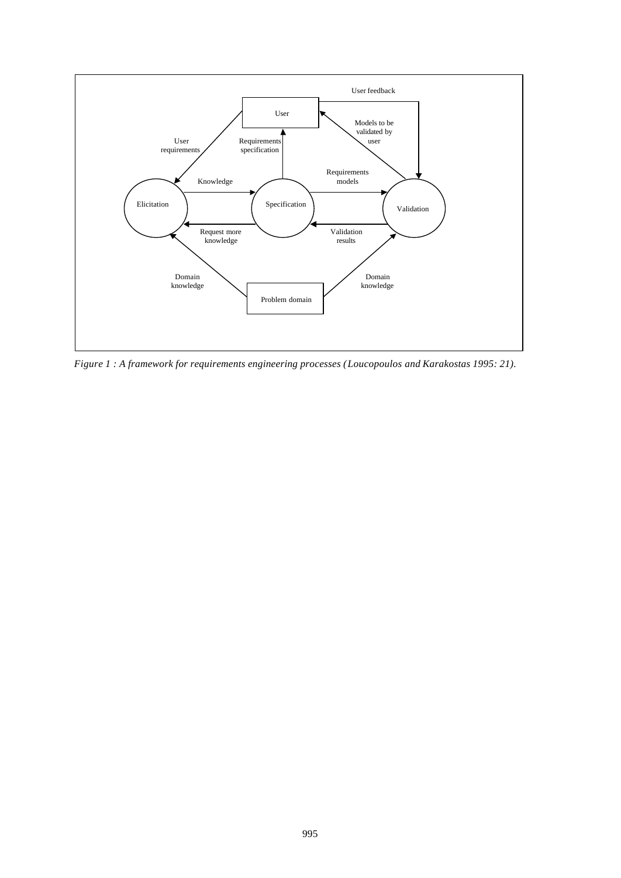User feedback

User

User requirements

Requirements specification

Models to be validated by user

Requirements models

Knowledge

Elicitation

Specification

Validation

Request more knowledge

Validation results

Domain knowledge

Domain knowledge

Problem domain

*Figure 1 : A framework for requirements engineering processes (Loucopoulos and Karakostas 1995: 21).*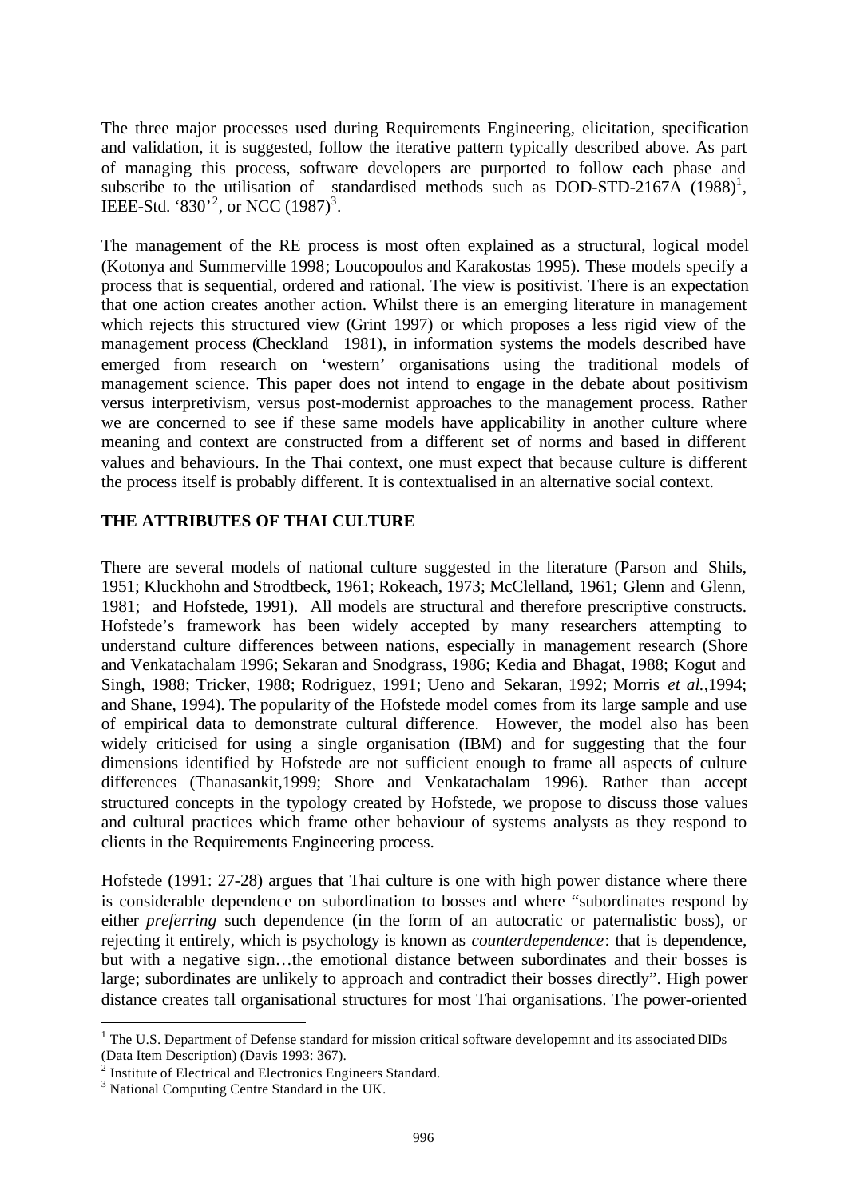The three major processes used during Requirements Engineering, elicitation, specification and validation, it is suggested, follow the iterative pattern typically described above. As part of managing this process, software developers are purported to follow each phase and subscribe to the utilisation of standardised methods such as DOD-STD-2167A (1988)[1], IEEE-Std. '830'[2], or NCC (1987)[3].

The management of the RE process is most often explained as a structural, logical model (Kotonya and Summerville 1998; Loucopoulos and Karakostas 1995). These models specify a process that is sequential, ordered and rational. The view is positivist. There is an expectation that one action creates another action. Whilst there is an emerging literature in management which rejects this structured view (Grint 1997) or which proposes a less rigid view of the management process (Checkland 1981), in information systems the models described have emerged from research on 'western' organisations using the traditional models of management science. This paper does not intend to engage in the debate about positivism versus interpretivism, versus post-modernist approaches to the management process. Rather we are concerned to see if these same models have applicability in another culture where meaning and context are constructed from a different set of norms and based in different values and behaviours. In the Thai context, one must expect that because culture is different the process itself is probably different. It is contextualised in an alternative social context.

## THE ATTRIBUTES OF THAI CULTURE

There are several models of national culture suggested in the literature (Parson and Shils, 1951; Kluckhohn and Strodtbeck, 1961; Rokeach, 1973; McClelland, 1961; Glenn and Glenn, 1981; and Hofstede, 1991). All models are structural and therefore prescriptive constructs. Hofstede's framework has been widely accepted by many researchers attempting to understand culture differences between nations, especially in management research (Shore and Venkatachalam 1996; Sekaran and Snodgrass, 1986; Kedia and Bhagat, 1988; Kogut and Singh, 1988; Tricker, 1988; Rodriguez, 1991; Ueno and Sekaran, 1992; Morris *et al.*,1994; and Shane, 1994). The popularity of the Hofstede model comes from its large sample and use of empirical data to demonstrate cultural difference. However, the model also has been widely criticised for using a single organisation (IBM) and for suggesting that the four dimensions identified by Hofstede are not sufficient enough to frame all aspects of culture differences (Thanasankit,1999; Shore and Venkatachalam 1996). Rather than accept structured concepts in the typology created by Hofstede, we propose to discuss those values and cultural practices which frame other behaviour of systems analysts as they respond to clients in the Requirements Engineering process.

Hofstede (1991: 27-28) argues that Thai culture is one with high power distance where there is considerable dependence on subordination to bosses and where "subordinates respond by either *preferring* such dependence (in the form of an autocratic or paternalistic boss), or rejecting it entirely, which is psychology is known as *counterdependence*: that is dependence, but with a negative sign…the emotional distance between subordinates and their bosses is large; subordinates are unlikely to approach and contradict their bosses directly". High power distance creates tall organisational structures for most Thai organisations. The power-oriented

---

[1] The U.S. Department of Defense standard for mission critical software developemnt and its associated DIDs (Data Item Description) (Davis 1993: 367).

[2] Institute of Electrical and Electronics Engineers Standard.

[3] National Computing Centre Standard in the UK.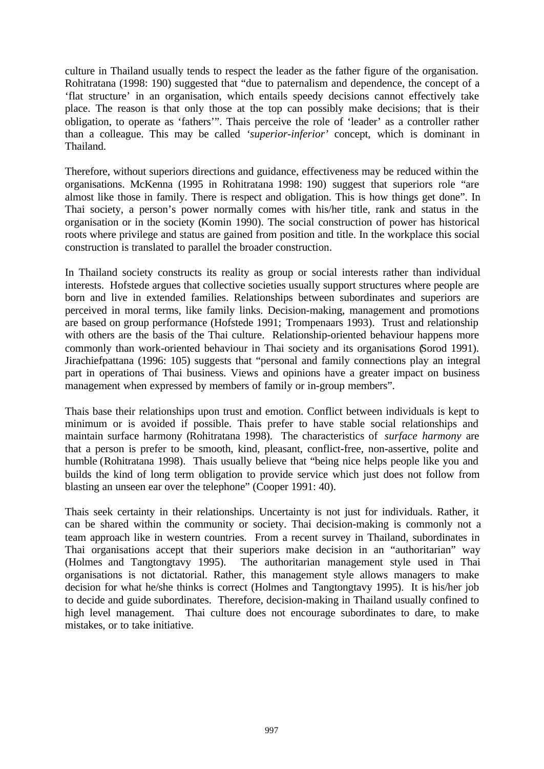culture in Thailand usually tends to respect the leader as the father figure of the organisation. Rohitratana (1998: 190) suggested that "due to paternalism and dependence, the concept of a 'flat structure' in an organisation, which entails speedy decisions cannot effectively take place. The reason is that only those at the top can possibly make decisions; that is their obligation, to operate as 'fathers'". Thais perceive the role of 'leader' as a controller rather than a colleague. This may be called *'superior-inferior'* concept, which is dominant in Thailand.

Therefore, without superiors directions and guidance, effectiveness may be reduced within the organisations. McKenna (1995 in Rohitratana 1998: 190) suggest that superiors role "are almost like those in family. There is respect and obligation. This is how things get done". In Thai society, a person's power normally comes with his/her title, rank and status in the organisation or in the society (Komin 1990). The social construction of power has historical roots where privilege and status are gained from position and title. In the workplace this social construction is translated to parallel the broader construction.

In Thailand society constructs its reality as group or social interests rather than individual interests. Hofstede argues that collective societies usually support structures where people are born and live in extended families. Relationships between subordinates and superiors are perceived in moral terms, like family links. Decision-making, management and promotions are based on group performance (Hofstede 1991; Trompenaars 1993). Trust and relationship with others are the basis of the Thai culture. Relationship-oriented behaviour happens more commonly than work-oriented behaviour in Thai society and its organisations (Sorod 1991). Jirachiefpattana (1996: 105) suggests that "personal and family connections play an integral part in operations of Thai business. Views and opinions have a greater impact on business management when expressed by members of family or in-group members".

Thais base their relationships upon trust and emotion. Conflict between individuals is kept to minimum or is avoided if possible. Thais prefer to have stable social relationships and maintain surface harmony (Rohitratana 1998). The characteristics of *surface harmony* are that a person is prefer to be smooth, kind, pleasant, conflict-free, non-assertive, polite and humble (Rohitratana 1998). Thais usually believe that "being nice helps people like you and builds the kind of long term obligation to provide service which just does not follow from blasting an unseen ear over the telephone" (Cooper 1991: 40).

Thais seek certainty in their relationships. Uncertainty is not just for individuals. Rather, it can be shared within the community or society. Thai decision-making is commonly not a team approach like in western countries. From a recent survey in Thailand, subordinates in Thai organisations accept that their superiors make decision in an "authoritarian" way (Holmes and Tangtongtavy 1995). The authoritarian management style used in Thai organisations is not dictatorial. Rather, this management style allows managers to make decision for what he/she thinks is correct (Holmes and Tangtongtavy 1995). It is his/her job to decide and guide subordinates. Therefore, decision-making in Thailand usually confined to high level management. Thai culture does not encourage subordinates to dare, to make mistakes, or to take initiative.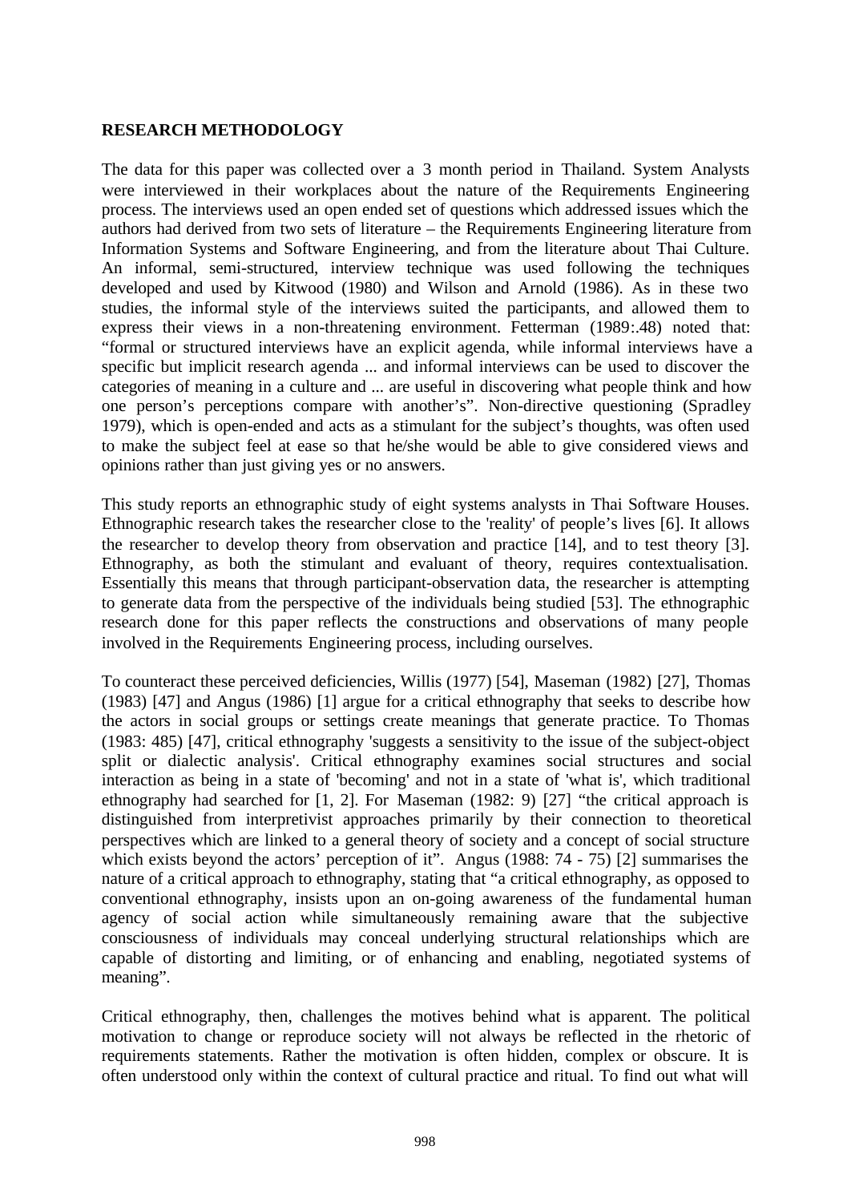## RESEARCH METHODOLOGY

The data for this paper was collected over a 3 month period in Thailand. System Analysts were interviewed in their workplaces about the nature of the Requirements Engineering process. The interviews used an open ended set of questions which addressed issues which the authors had derived from two sets of literature – the Requirements Engineering literature from Information Systems and Software Engineering, and from the literature about Thai Culture. An informal, semi-structured, interview technique was used following the techniques developed and used by Kitwood (1980) and Wilson and Arnold (1986). As in these two studies, the informal style of the interviews suited the participants, and allowed them to express their views in a non-threatening environment. Fetterman (1989:.48) noted that: "formal or structured interviews have an explicit agenda, while informal interviews have a specific but implicit research agenda ... and informal interviews can be used to discover the categories of meaning in a culture and ... are useful in discovering what people think and how one person's perceptions compare with another's". Non-directive questioning (Spradley 1979), which is open-ended and acts as a stimulant for the subject's thoughts, was often used to make the subject feel at ease so that he/she would be able to give considered views and opinions rather than just giving yes or no answers.

This study reports an ethnographic study of eight systems analysts in Thai Software Houses. Ethnographic research takes the researcher close to the 'reality' of people's lives [6]. It allows the researcher to develop theory from observation and practice [14], and to test theory [3]. Ethnography, as both the stimulant and evaluant of theory, requires contextualisation. Essentially this means that through participant-observation data, the researcher is attempting to generate data from the perspective of the individuals being studied [53]. The ethnographic research done for this paper reflects the constructions and observations of many people involved in the Requirements Engineering process, including ourselves.

To counteract these perceived deficiencies, Willis (1977) [54], Maseman (1982) [27], Thomas (1983) [47] and Angus (1986) [1] argue for a critical ethnography that seeks to describe how the actors in social groups or settings create meanings that generate practice. To Thomas (1983: 485) [47], critical ethnography 'suggests a sensitivity to the issue of the subject-object split or dialectic analysis'. Critical ethnography examines social structures and social interaction as being in a state of 'becoming' and not in a state of 'what is', which traditional ethnography had searched for [1, 2]. For Maseman (1982: 9) [27] "the critical approach is distinguished from interpretivist approaches primarily by their connection to theoretical perspectives which are linked to a general theory of society and a concept of social structure which exists beyond the actors' perception of it". Angus (1988: 74 - 75) [2] summarises the nature of a critical approach to ethnography, stating that "a critical ethnography, as opposed to conventional ethnography, insists upon an on-going awareness of the fundamental human agency of social action while simultaneously remaining aware that the subjective consciousness of individuals may conceal underlying structural relationships which are capable of distorting and limiting, or of enhancing and enabling, negotiated systems of meaning".

Critical ethnography, then, challenges the motives behind what is apparent. The political motivation to change or reproduce society will not always be reflected in the rhetoric of requirements statements. Rather the motivation is often hidden, complex or obscure. It is often understood only within the context of cultural practice and ritual. To find out what will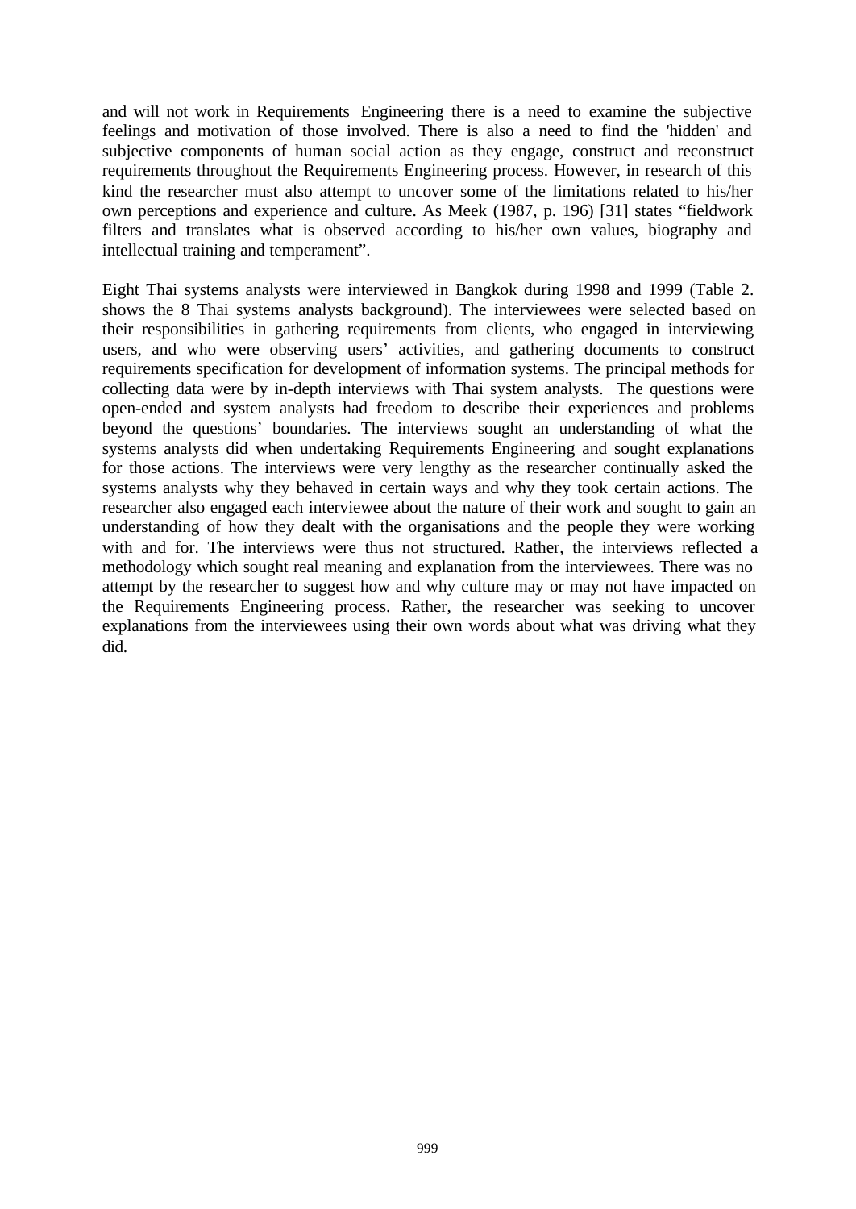and will not work in Requirements Engineering there is a need to examine the subjective feelings and motivation of those involved. There is also a need to find the 'hidden' and subjective components of human social action as they engage, construct and reconstruct requirements throughout the Requirements Engineering process. However, in research of this kind the researcher must also attempt to uncover some of the limitations related to his/her own perceptions and experience and culture. As Meek (1987, p. 196) [31] states “fieldwork filters and translates what is observed according to his/her own values, biography and intellectual training and temperament”.

Eight Thai systems analysts were interviewed in Bangkok during 1998 and 1999 (Table 2. shows the 8 Thai systems analysts background). The interviewees were selected based on their responsibilities in gathering requirements from clients, who engaged in interviewing users, and who were observing users’ activities, and gathering documents to construct requirements specification for development of information systems. The principal methods for collecting data were by in-depth interviews with Thai system analysts. The questions were open-ended and system analysts had freedom to describe their experiences and problems beyond the questions’ boundaries. The interviews sought an understanding of what the systems analysts did when undertaking Requirements Engineering and sought explanations for those actions. The interviews were very lengthy as the researcher continually asked the systems analysts why they behaved in certain ways and why they took certain actions. The researcher also engaged each interviewee about the nature of their work and sought to gain an understanding of how they dealt with the organisations and the people they were working with and for. The interviews were thus not structured. Rather, the interviews reflected a methodology which sought real meaning and explanation from the interviewees. There was no attempt by the researcher to suggest how and why culture may or may not have impacted on the Requirements Engineering process. Rather, the researcher was seeking to uncover explanations from the interviewees using their own words about what was driving what they did.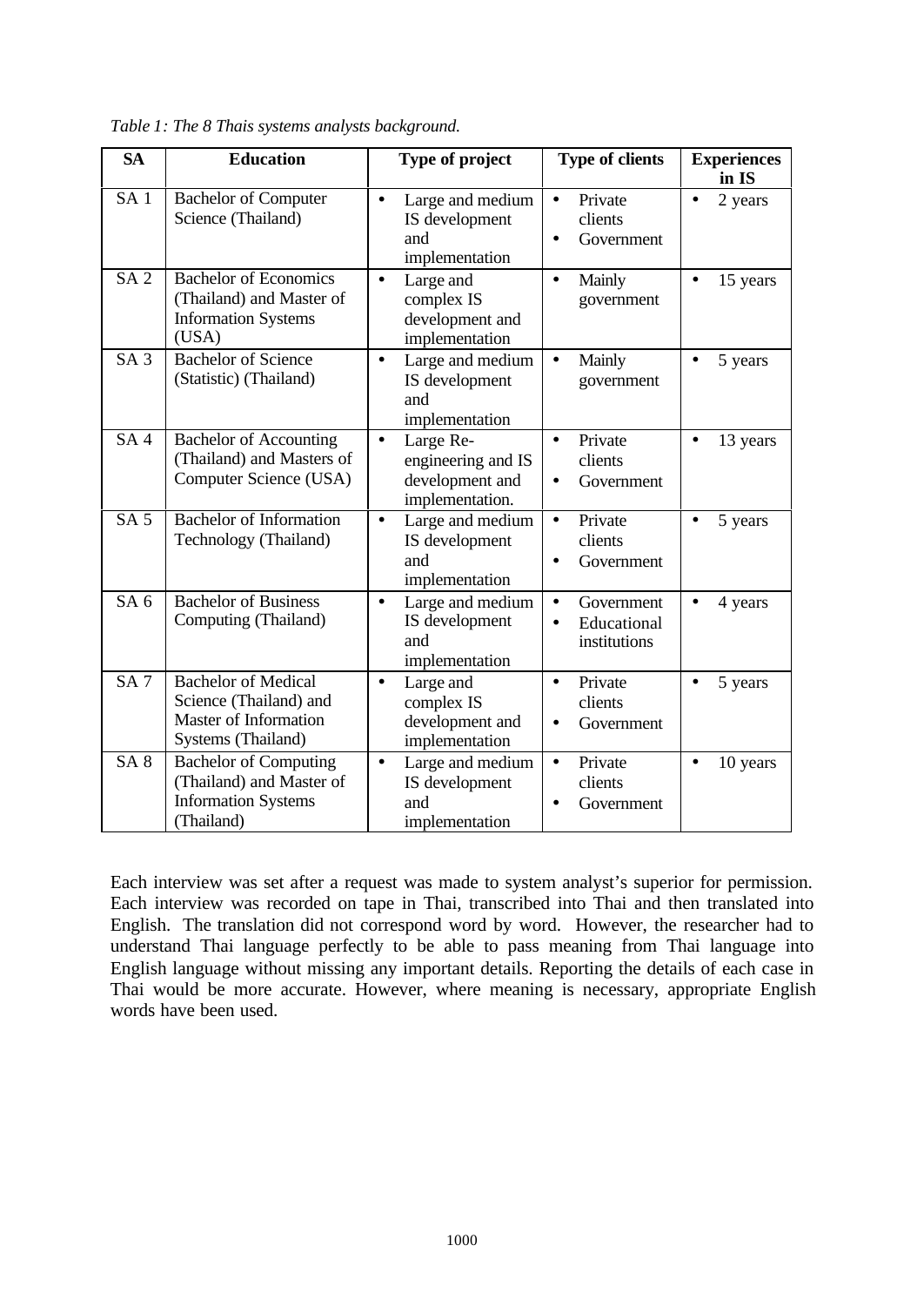*Table 1: The 8 Thais systems analysts background.*

| SA | Education | Type of project | Type of clients | Experiences in IS |
|---|---|---|---|---|
| SA 1 | Bachelor of Computer Science (Thailand) | • Large and medium IS development and implementation | • Private clients<br>• Government | • 2 years |
| SA 2 | Bachelor of Economics (Thailand) and Master of Information Systems (USA) | • Large and complex IS development and implementation | • Mainly government | • 15 years |
| SA 3 | Bachelor of Science (Statistic) (Thailand) | • Large and medium IS development and implementation | • Mainly government | • 5 years |
| SA 4 | Bachelor of Accounting (Thailand) and Masters of Computer Science (USA) | • Large Re-engineering and IS development and implementation. | • Private clients<br>• Government | • 13 years |
| SA 5 | Bachelor of Information Technology (Thailand) | • Large and medium IS development and implementation | • Private clients<br>• Government | • 5 years |
| SA 6 | Bachelor of Business Computing (Thailand) | • Large and medium IS development and implementation | • Government<br>• Educational institutions | • 4 years |
| SA 7 | Bachelor of Medical Science (Thailand) and Master of Information Systems (Thailand) | • Large and complex IS development and implementation | • Private clients<br>• Government | • 5 years |
| SA 8 | Bachelor of Computing (Thailand) and Master of Information Systems (Thailand) | • Large and medium IS development and implementation | • Private clients<br>• Government | • 10 years |

Each interview was set after a request was made to system analyst's superior for permission. Each interview was recorded on tape in Thai, transcribed into Thai and then translated into English. The translation did not correspond word by word. However, the researcher had to understand Thai language perfectly to be able to pass meaning from Thai language into English language without missing any important details. Reporting the details of each case in Thai would be more accurate. However, where meaning is necessary, appropriate English words have been used.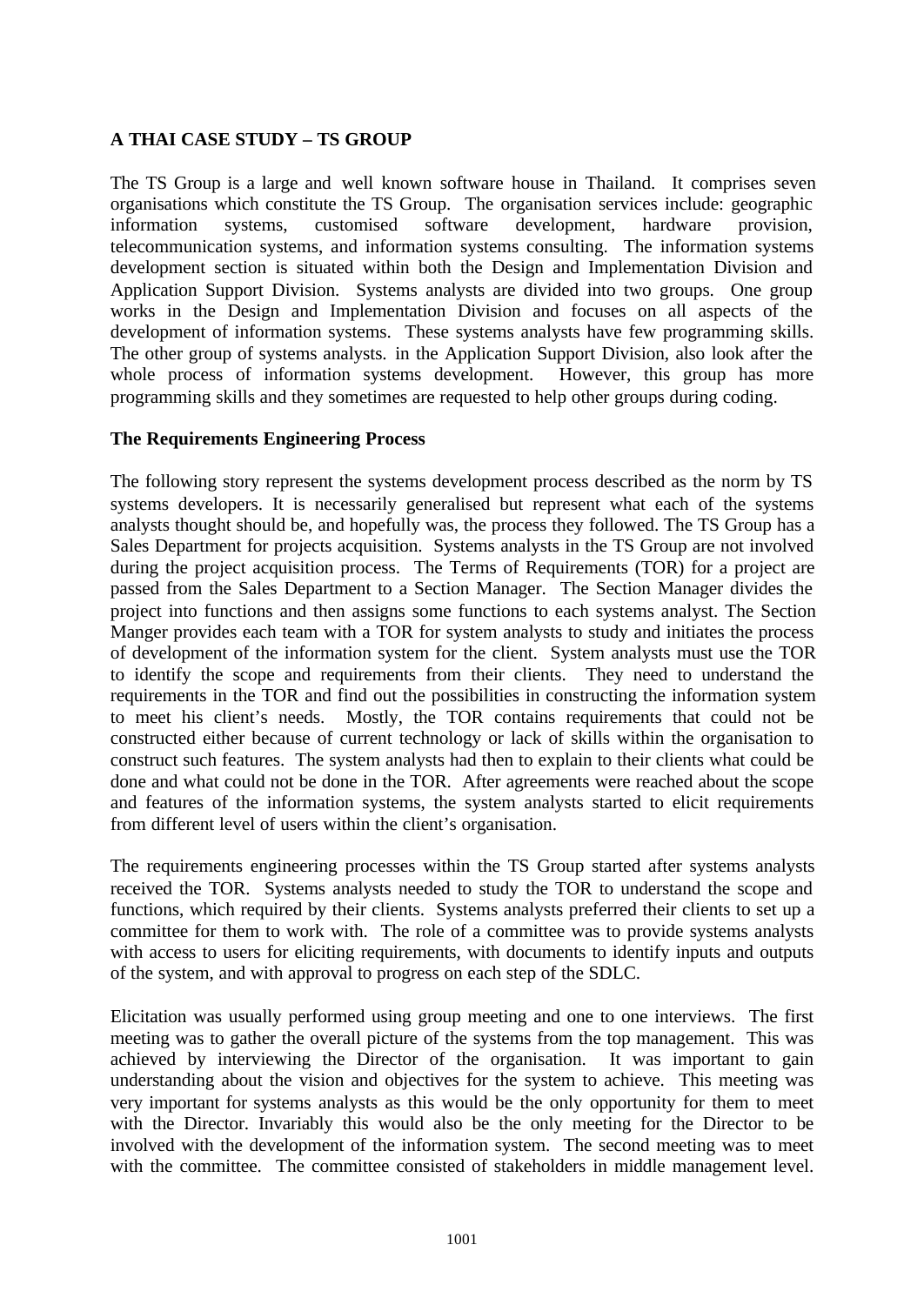**A THAI CASE STUDY – TS GROUP**

The TS Group is a large and well known software house in Thailand. It comprises seven organisations which constitute the TS Group. The organisation services include: geographic information systems, customised software development, hardware provision, telecommunication systems, and information systems consulting. The information systems development section is situated within both the Design and Implementation Division and Application Support Division. Systems analysts are divided into two groups. One group works in the Design and Implementation Division and focuses on all aspects of the development of information systems. These systems analysts have few programming skills. The other group of systems analysts. in the Application Support Division, also look after the whole process of information systems development. However, this group has more programming skills and they sometimes are requested to help other groups during coding.

**The Requirements Engineering Process**

The following story represent the systems development process described as the norm by TS systems developers. It is necessarily generalised but represent what each of the systems analysts thought should be, and hopefully was, the process they followed. The TS Group has a Sales Department for projects acquisition. Systems analysts in the TS Group are not involved during the project acquisition process. The Terms of Requirements (TOR) for a project are passed from the Sales Department to a Section Manager. The Section Manager divides the project into functions and then assigns some functions to each systems analyst. The Section Manger provides each team with a TOR for system analysts to study and initiates the process of development of the information system for the client. System analysts must use the TOR to identify the scope and requirements from their clients. They need to understand the requirements in the TOR and find out the possibilities in constructing the information system to meet his client's needs. Mostly, the TOR contains requirements that could not be constructed either because of current technology or lack of skills within the organisation to construct such features. The system analysts had then to explain to their clients what could be done and what could not be done in the TOR. After agreements were reached about the scope and features of the information systems, the system analysts started to elicit requirements from different level of users within the client's organisation.

The requirements engineering processes within the TS Group started after systems analysts received the TOR. Systems analysts needed to study the TOR to understand the scope and functions, which required by their clients. Systems analysts preferred their clients to set up a committee for them to work with. The role of a committee was to provide systems analysts with access to users for eliciting requirements, with documents to identify inputs and outputs of the system, and with approval to progress on each step of the SDLC.

Elicitation was usually performed using group meeting and one to one interviews. The first meeting was to gather the overall picture of the systems from the top management. This was achieved by interviewing the Director of the organisation. It was important to gain understanding about the vision and objectives for the system to achieve. This meeting was very important for systems analysts as this would be the only opportunity for them to meet with the Director. Invariably this would also be the only meeting for the Director to be involved with the development of the information system. The second meeting was to meet with the committee. The committee consisted of stakeholders in middle management level.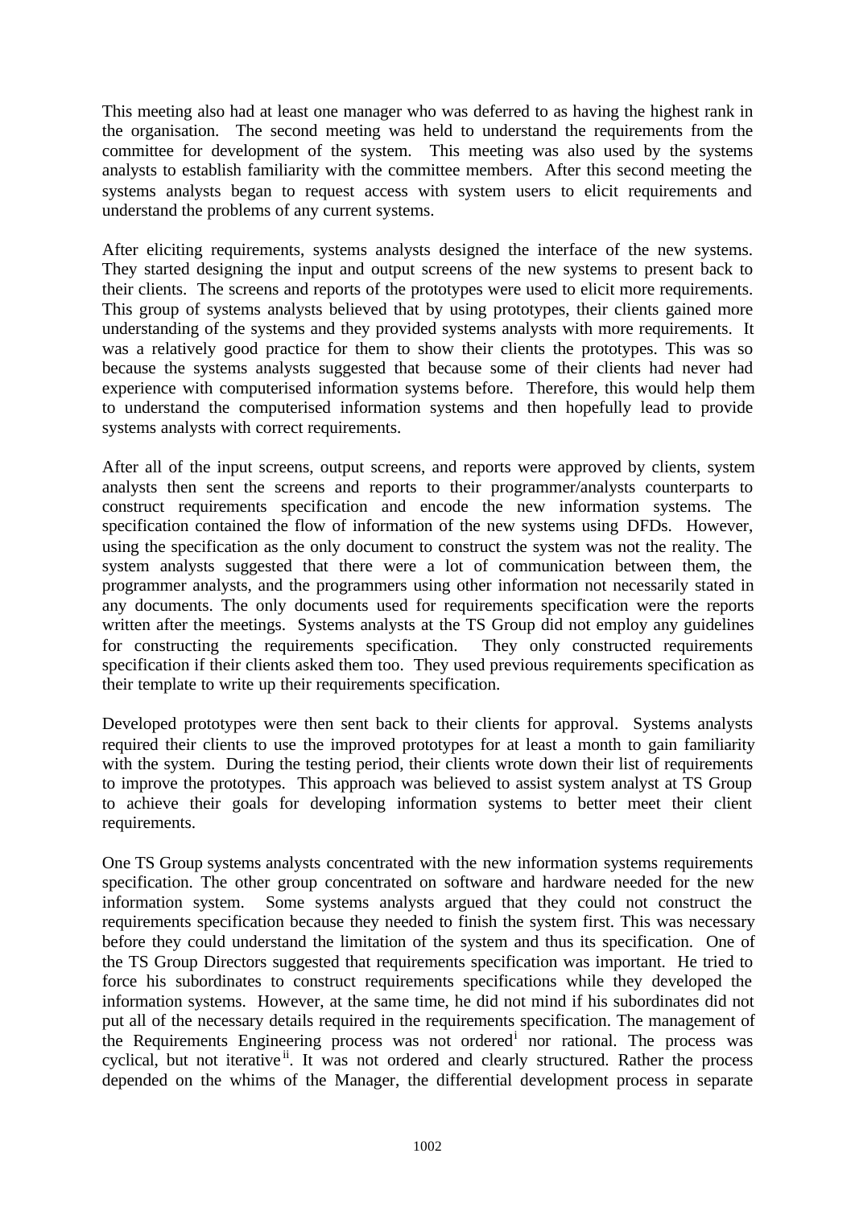This meeting also had at least one manager who was deferred to as having the highest rank in the organisation. The second meeting was held to understand the requirements from the committee for development of the system. This meeting was also used by the systems analysts to establish familiarity with the committee members. After this second meeting the systems analysts began to request access with system users to elicit requirements and understand the problems of any current systems.

After eliciting requirements, systems analysts designed the interface of the new systems. They started designing the input and output screens of the new systems to present back to their clients. The screens and reports of the prototypes were used to elicit more requirements. This group of systems analysts believed that by using prototypes, their clients gained more understanding of the systems and they provided systems analysts with more requirements. It was a relatively good practice for them to show their clients the prototypes. This was so because the systems analysts suggested that because some of their clients had never had experience with computerised information systems before. Therefore, this would help them to understand the computerised information systems and then hopefully lead to provide systems analysts with correct requirements.

After all of the input screens, output screens, and reports were approved by clients, system analysts then sent the screens and reports to their programmer/analysts counterparts to construct requirements specification and encode the new information systems. The specification contained the flow of information of the new systems using DFDs. However, using the specification as the only document to construct the system was not the reality. The system analysts suggested that there were a lot of communication between them, the programmer analysts, and the programmers using other information not necessarily stated in any documents. The only documents used for requirements specification were the reports written after the meetings. Systems analysts at the TS Group did not employ any guidelines for constructing the requirements specification. They only constructed requirements specification if their clients asked them too. They used previous requirements specification as their template to write up their requirements specification.

Developed prototypes were then sent back to their clients for approval. Systems analysts required their clients to use the improved prototypes for at least a month to gain familiarity with the system. During the testing period, their clients wrote down their list of requirements to improve the prototypes. This approach was believed to assist system analyst at TS Group to achieve their goals for developing information systems to better meet their client requirements.

One TS Group systems analysts concentrated with the new information systems requirements specification. The other group concentrated on software and hardware needed for the new information system. Some systems analysts argued that they could not construct the requirements specification because they needed to finish the system first. This was necessary before they could understand the limitation of the system and thus its specification. One of the TS Group Directors suggested that requirements specification was important. He tried to force his subordinates to construct requirements specifications while they developed the information systems. However, at the same time, he did not mind if his subordinates did not put all of the necessary details required in the requirements specification. The management of the Requirements Engineering process was not ordered[i] nor rational. The process was cyclical, but not iterative[ii]. It was not ordered and clearly structured. Rather the process depended on the whims of the Manager, the differential development process in separate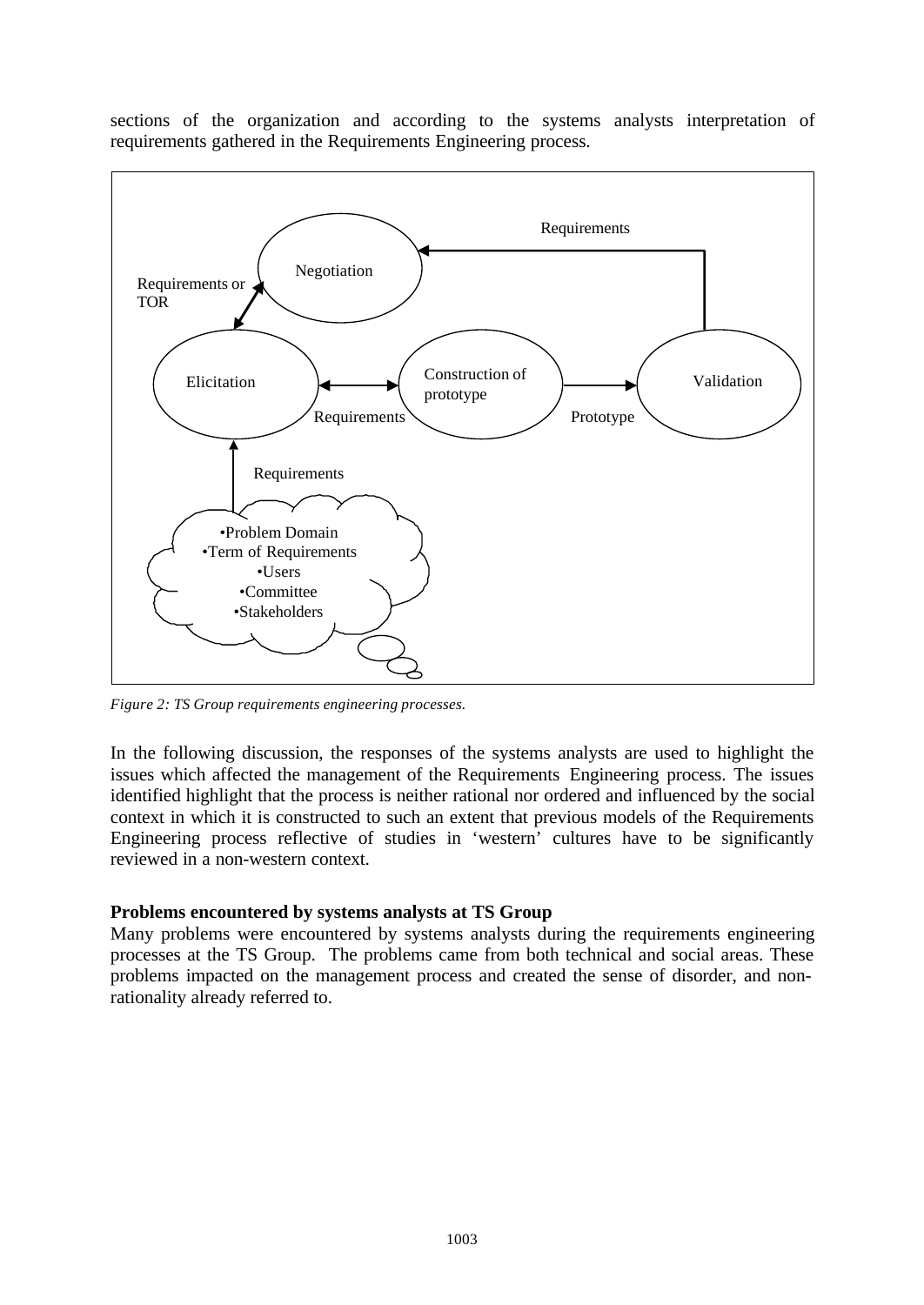sections of the organization and according to the systems analysts interpretation of requirements gathered in the Requirements Engineering process.

*Figure 2: TS Group requirements engineering processes.*

In the following discussion, the responses of the systems analysts are used to highlight the issues which affected the management of the Requirements Engineering process. The issues identified highlight that the process is neither rational nor ordered and influenced by the social context in which it is constructed to such an extent that previous models of the Requirements Engineering process reflective of studies in 'western' cultures have to be significantly reviewed in a non-western context.

**Problems encountered by systems analysts at TS Group**

Many problems were encountered by systems analysts during the requirements engineering processes at the TS Group. The problems came from both technical and social areas. These problems impacted on the management process and created the sense of disorder, and non-rationality already referred to.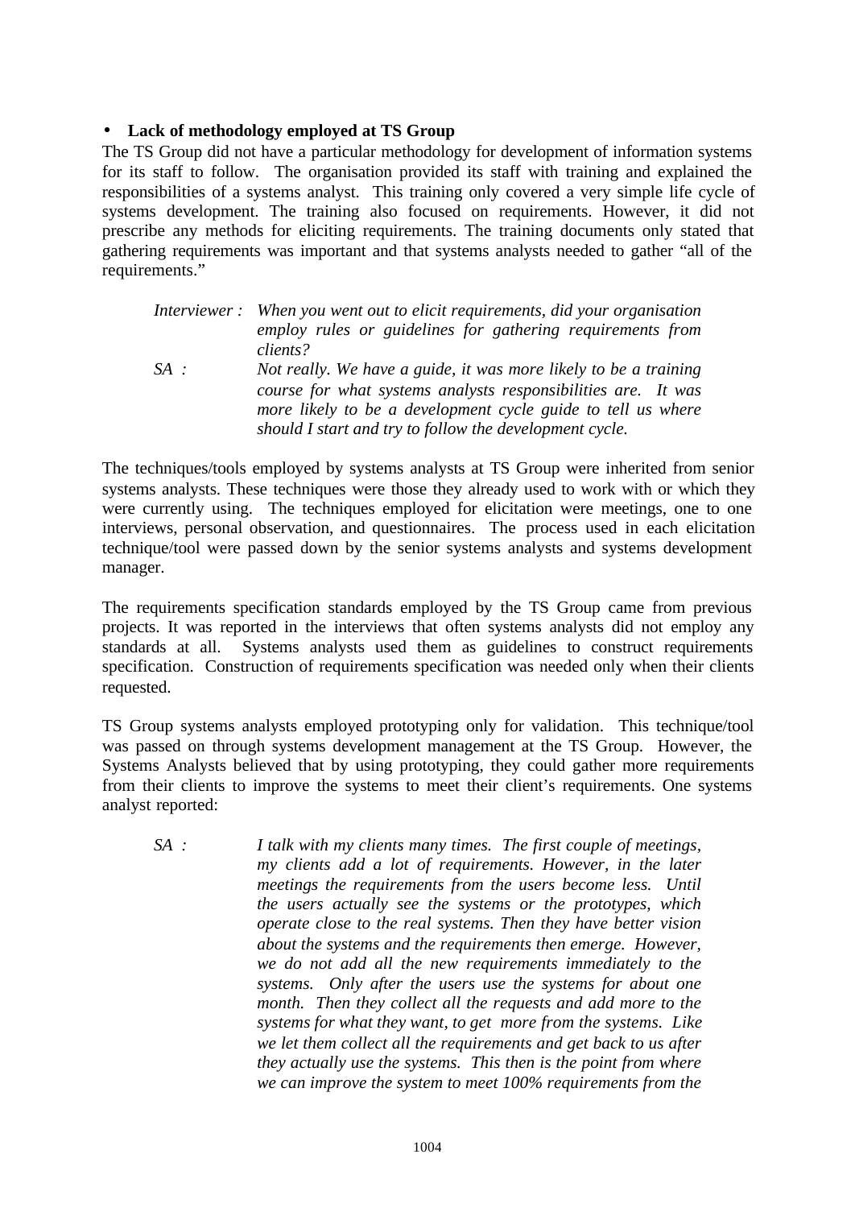- **Lack of methodology employed at TS Group**

The TS Group did not have a particular methodology for development of information systems for its staff to follow. The organisation provided its staff with training and explained the responsibilities of a systems analyst. This training only covered a very simple life cycle of systems development. The training also focused on requirements. However, it did not prescribe any methods for eliciting requirements. The training documents only stated that gathering requirements was important and that systems analysts needed to gather "all of the requirements."

> *Interviewer :* *When you went out to elicit requirements, did your organisation employ rules or guidelines for gathering requirements from clients?*
>
> *SA :* *Not really. We have a guide, it was more likely to be a training course for what systems analysts responsibilities are. It was more likely to be a development cycle guide to tell us where should I start and try to follow the development cycle.*

The techniques/tools employed by systems analysts at TS Group were inherited from senior systems analysts. These techniques were those they already used to work with or which they were currently using. The techniques employed for elicitation were meetings, one to one interviews, personal observation, and questionnaires. The process used in each elicitation technique/tool were passed down by the senior systems analysts and systems development manager.

The requirements specification standards employed by the TS Group came from previous projects. It was reported in the interviews that often systems analysts did not employ any standards at all. Systems analysts used them as guidelines to construct requirements specification. Construction of requirements specification was needed only when their clients requested.

TS Group systems analysts employed prototyping only for validation. This technique/tool was passed on through systems development management at the TS Group. However, the Systems Analysts believed that by using prototyping, they could gather more requirements from their clients to improve the systems to meet their client's requirements. One systems analyst reported:

> *SA :* *I talk with my clients many times. The first couple of meetings, my clients add a lot of requirements. However, in the later meetings the requirements from the users become less. Until the users actually see the systems or the prototypes, which operate close to the real systems. Then they have better vision about the systems and the requirements then emerge. However, we do not add all the new requirements immediately to the systems. Only after the users use the systems for about one month. Then they collect all the requests and add more to the systems for what they want, to get more from the systems. Like we let them collect all the requirements and get back to us after they actually use the systems. This then is the point from where we can improve the system to meet 100% requirements from the*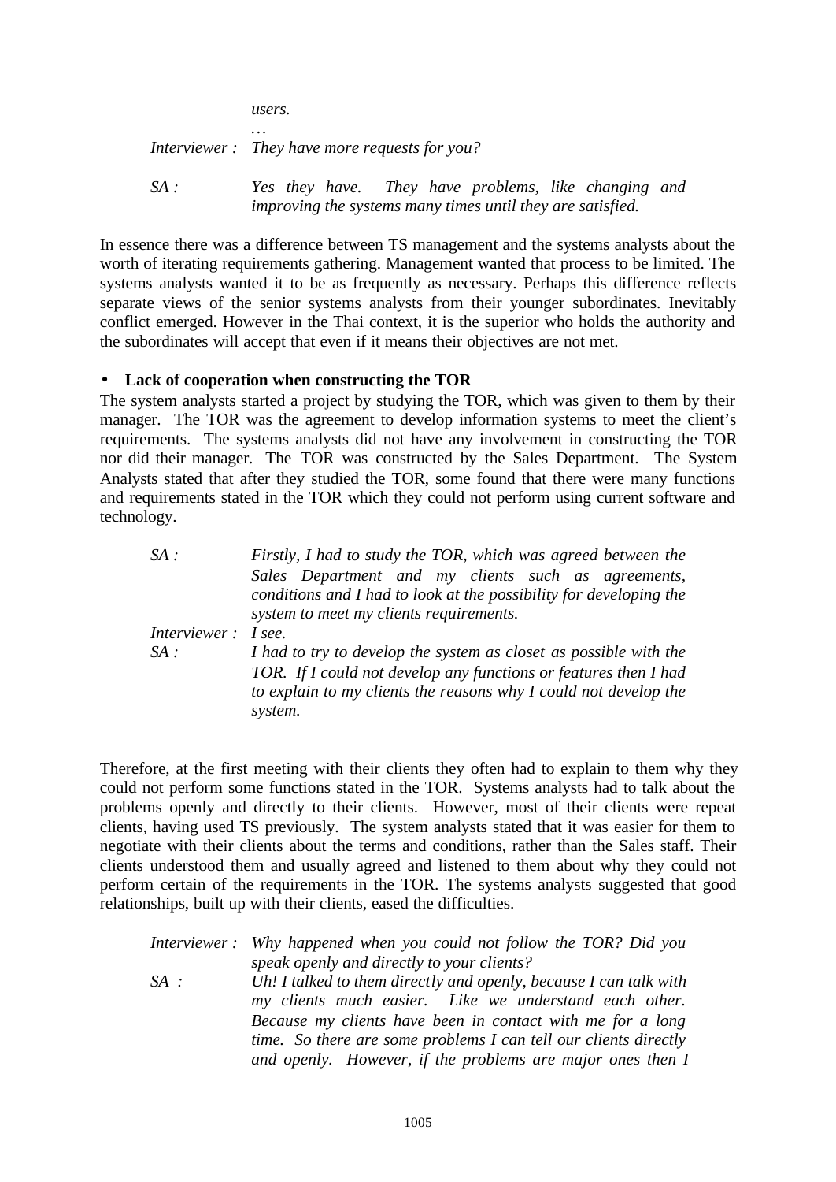> *users.*
>
> *…*
>
> *Interviewer :* *They have more requests for you?*
>
> *SA :* *Yes they have. They have problems, like changing and improving the systems many times until they are satisfied.*

In essence there was a difference between TS management and the systems analysts about the worth of iterating requirements gathering. Management wanted that process to be limited. The systems analysts wanted it to be as frequently as necessary. Perhaps this difference reflects separate views of the senior systems analysts from their younger subordinates. Inevitably conflict emerged. However in the Thai context, it is the superior who holds the authority and the subordinates will accept that even if it means their objectives are not met.

- **Lack of cooperation when constructing the TOR**

The system analysts started a project by studying the TOR, which was given to them by their manager. The TOR was the agreement to develop information systems to meet the client's requirements. The systems analysts did not have any involvement in constructing the TOR nor did their manager. The TOR was constructed by the Sales Department. The System Analysts stated that after they studied the TOR, some found that there were many functions and requirements stated in the TOR which they could not perform using current software and technology.

> *SA :* *Firstly, I had to study the TOR, which was agreed between the Sales Department and my clients such as agreements, conditions and I had to look at the possibility for developing the system to meet my clients requirements.*
>
> *Interviewer :* *I see.*
>
> *SA :* *I had to try to develop the system as closet as possible with the TOR. If I could not develop any functions or features then I had to explain to my clients the reasons why I could not develop the system.*

Therefore, at the first meeting with their clients they often had to explain to them why they could not perform some functions stated in the TOR. Systems analysts had to talk about the problems openly and directly to their clients. However, most of their clients were repeat clients, having used TS previously. The system analysts stated that it was easier for them to negotiate with their clients about the terms and conditions, rather than the Sales staff. Their clients understood them and usually agreed and listened to them about why they could not perform certain of the requirements in the TOR. The systems analysts suggested that good relationships, built up with their clients, eased the difficulties.

> *Interviewer :* *Why happened when you could not follow the TOR? Did you speak openly and directly to your clients?*
>
> *SA :* *Uh! I talked to them directly and openly, because I can talk with my clients much easier. Like we understand each other. Because my clients have been in contact with me for a long time. So there are some problems I can tell our clients directly and openly. However, if the problems are major ones then I*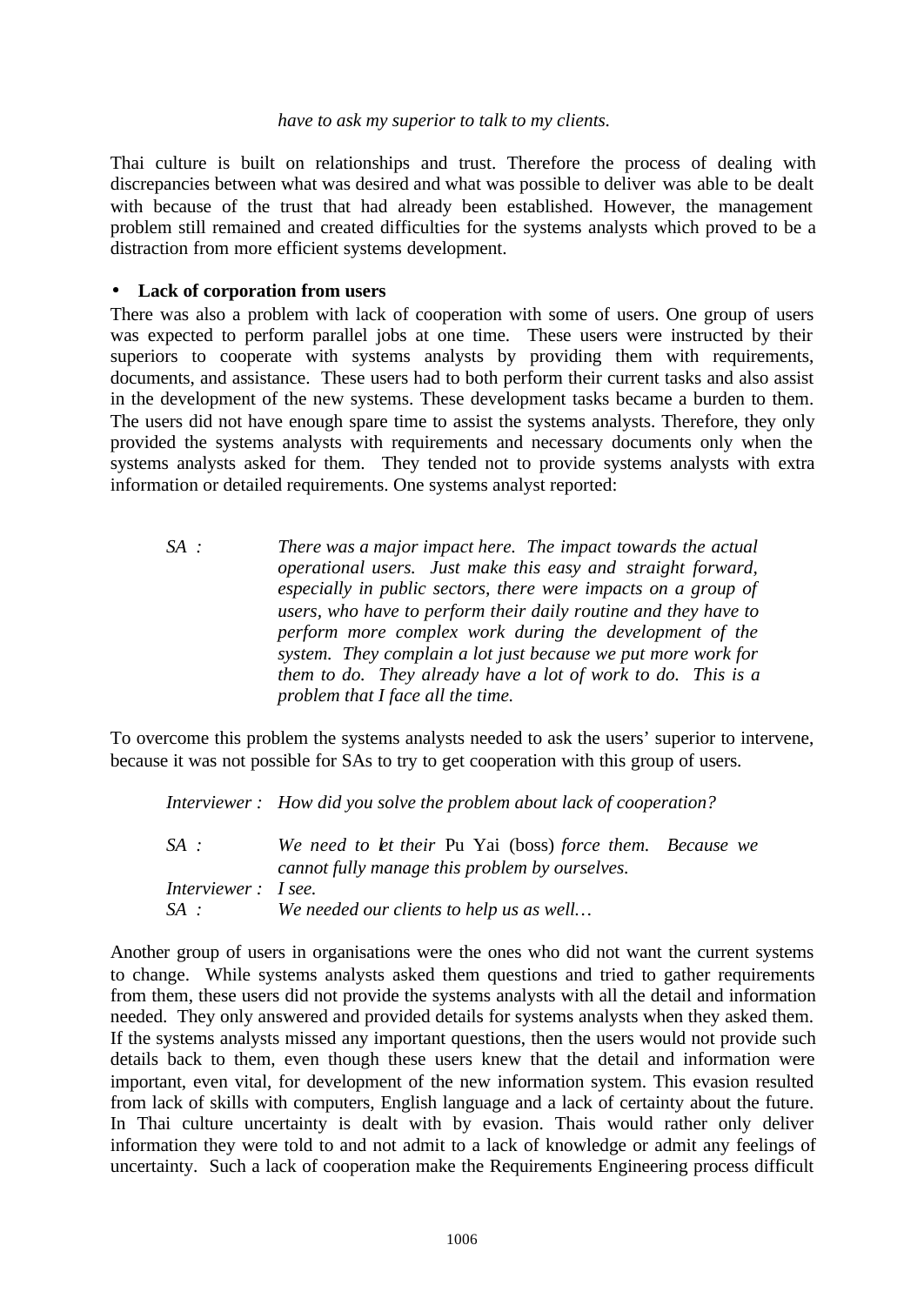*have to ask my superior to talk to my clients.*

Thai culture is built on relationships and trust. Therefore the process of dealing with discrepancies between what was desired and what was possible to deliver was able to be dealt with because of the trust that had already been established. However, the management problem still remained and created difficulties for the systems analysts which proved to be a distraction from more efficient systems development.

- **Lack of corporation from users**

There was also a problem with lack of cooperation with some of users. One group of users was expected to perform parallel jobs at one time. These users were instructed by their superiors to cooperate with systems analysts by providing them with requirements, documents, and assistance. These users had to both perform their current tasks and also assist in the development of the new systems. These development tasks became a burden to them. The users did not have enough spare time to assist the systems analysts. Therefore, they only provided the systems analysts with requirements and necessary documents only when the systems analysts asked for them. They tended not to provide systems analysts with extra information or detailed requirements. One systems analyst reported:

> *SA :* *There was a major impact here. The impact towards the actual operational users. Just make this easy and straight forward, especially in public sectors, there were impacts on a group of users, who have to perform their daily routine and they have to perform more complex work during the development of the system. They complain a lot just because we put more work for them to do. They already have a lot of work to do. This is a problem that I face all the time.*

To overcome this problem the systems analysts needed to ask the users' superior to intervene, because it was not possible for SAs to try to get cooperation with this group of users.

> *Interviewer :* *How did you solve the problem about lack of cooperation?*
>
> *SA :* *We need to let their* Pu Yai (boss) *force them. Because we cannot fully manage this problem by ourselves.*
>
> *Interviewer :* *I see.*
>
> *SA :* *We needed our clients to help us as well…*

Another group of users in organisations were the ones who did not want the current systems to change. While systems analysts asked them questions and tried to gather requirements from them, these users did not provide the systems analysts with all the detail and information needed. They only answered and provided details for systems analysts when they asked them. If the systems analysts missed any important questions, then the users would not provide such details back to them, even though these users knew that the detail and information were important, even vital, for development of the new information system. This evasion resulted from lack of skills with computers, English language and a lack of certainty about the future. In Thai culture uncertainty is dealt with by evasion. Thais would rather only deliver information they were told to and not admit to a lack of knowledge or admit any feelings of uncertainty. Such a lack of cooperation make the Requirements Engineering process difficult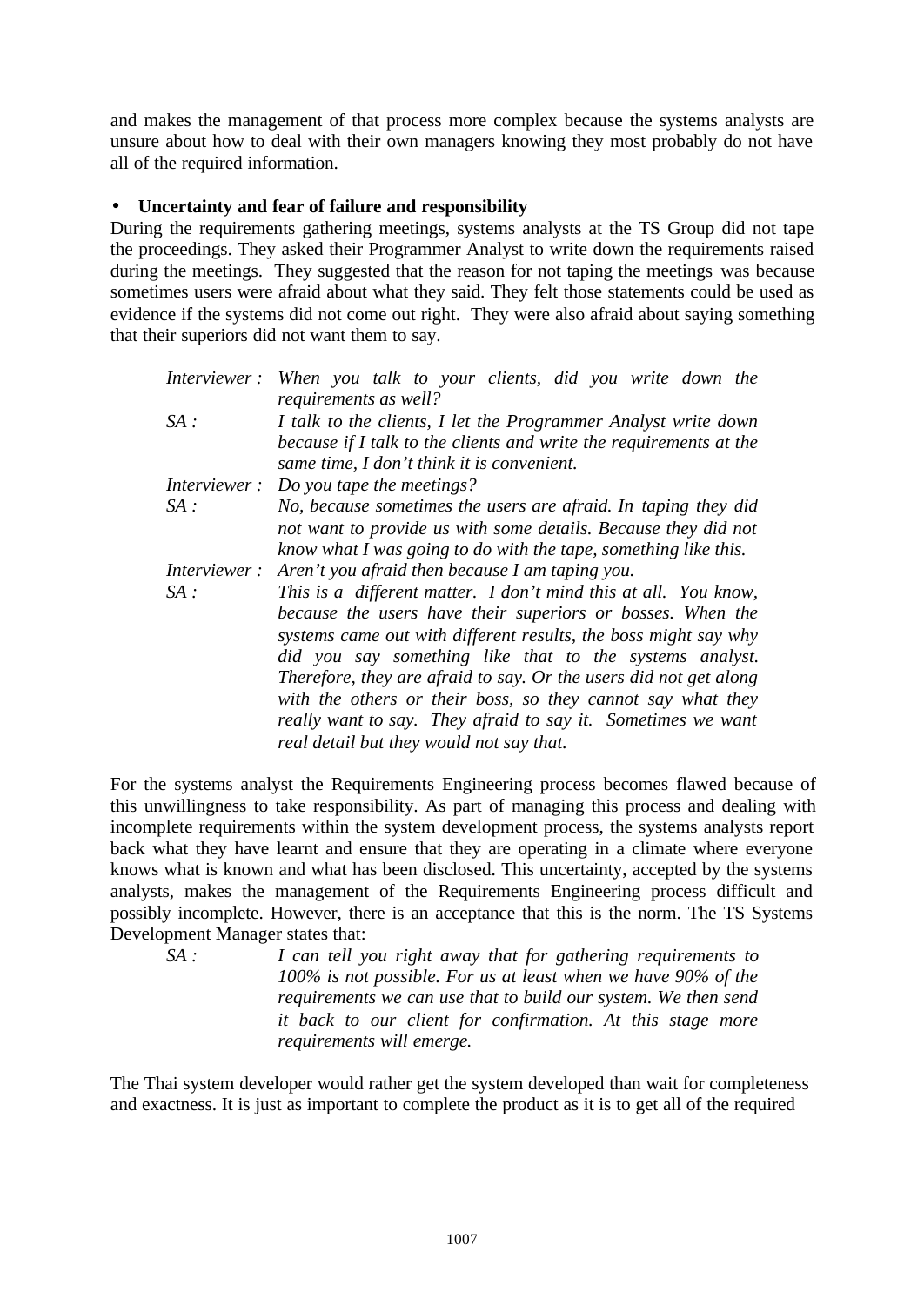and makes the management of that process more complex because the systems analysts are unsure about how to deal with their own managers knowing they most probably do not have all of the required information.

- **Uncertainty and fear of failure and responsibility**

During the requirements gathering meetings, systems analysts at the TS Group did not tape the proceedings. They asked their Programmer Analyst to write down the requirements raised during the meetings. They suggested that the reason for not taping the meetings was because sometimes users were afraid about what they said. They felt those statements could be used as evidence if the systems did not come out right. They were also afraid about saying something that their superiors did not want them to say.

*Interviewer :* *When you talk to your clients, did you write down the requirements as well?*

*SA :* *I talk to the clients, I let the Programmer Analyst write down because if I talk to the clients and write the requirements at the same time, I don't think it is convenient.*

*Interviewer :* *Do you tape the meetings?*

*SA :* *No, because sometimes the users are afraid. In taping they did not want to provide us with some details. Because they did not know what I was going to do with the tape, something like this.*

*Interviewer :* *Aren't you afraid then because I am taping you.*

*SA :* *This is a different matter. I don't mind this at all. You know, because the users have their superiors or bosses. When the systems came out with different results, the boss might say why did you say something like that to the systems analyst. Therefore, they are afraid to say. Or the users did not get along with the others or their boss, so they cannot say what they really want to say. They afraid to say it. Sometimes we want real detail but they would not say that.*

For the systems analyst the Requirements Engineering process becomes flawed because of this unwillingness to take responsibility. As part of managing this process and dealing with incomplete requirements within the system development process, the systems analysts report back what they have learnt and ensure that they are operating in a climate where everyone knows what is known and what has been disclosed. This uncertainty, accepted by the systems analysts, makes the management of the Requirements Engineering process difficult and possibly incomplete. However, there is an acceptance that this is the norm. The TS Systems Development Manager states that:

*SA :* *I can tell you right away that for gathering requirements to 100% is not possible. For us at least when we have 90% of the requirements we can use that to build our system. We then send it back to our client for confirmation. At this stage more requirements will emerge.*

The Thai system developer would rather get the system developed than wait for completeness and exactness. It is just as important to complete the product as it is to get all of the required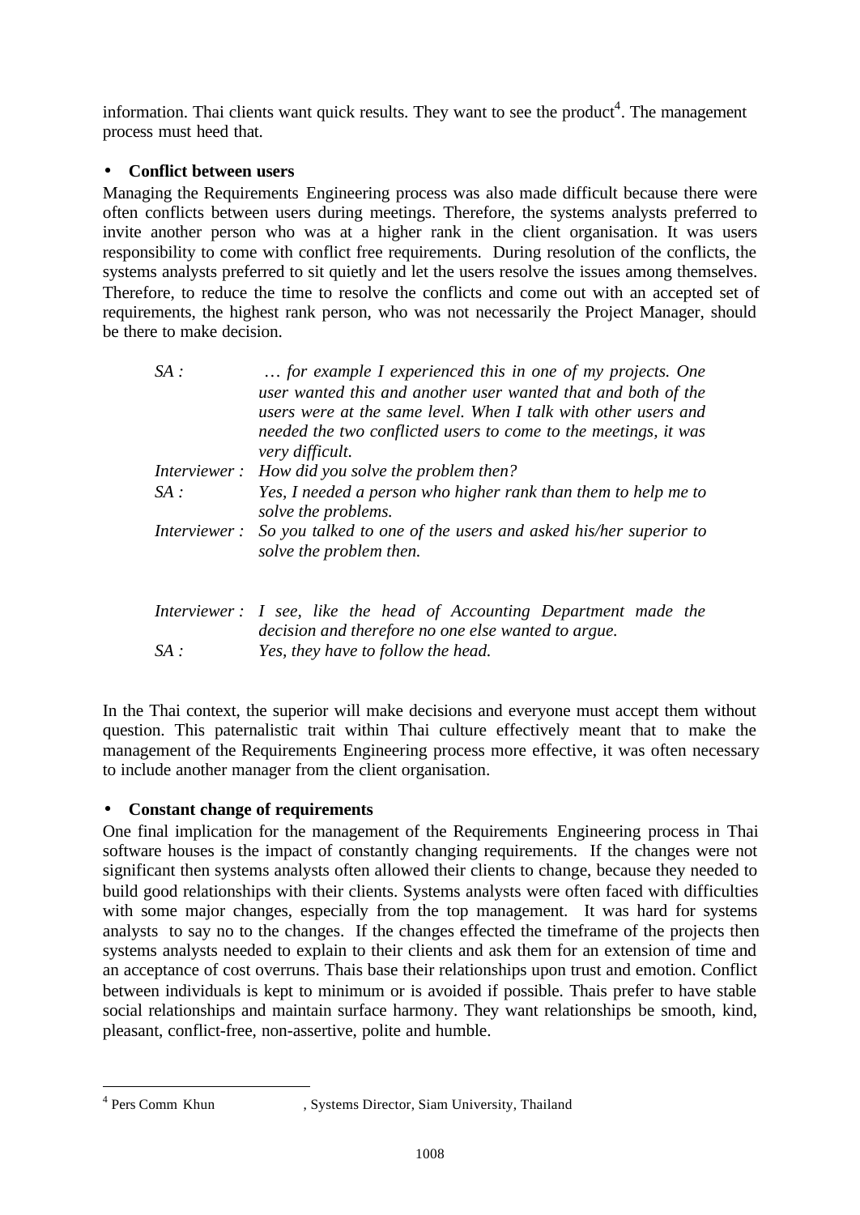information. Thai clients want quick results. They want to see the product[4]. The management process must heed that.

- **Conflict between users**

Managing the Requirements Engineering process was also made difficult because there were often conflicts between users during meetings. Therefore, the systems analysts preferred to invite another person who was at a higher rank in the client organisation. It was users responsibility to come with conflict free requirements. During resolution of the conflicts, the systems analysts preferred to sit quietly and let the users resolve the issues among themselves. Therefore, to reduce the time to resolve the conflicts and come out with an accepted set of requirements, the highest rank person, who was not necessarily the Project Manager, should be there to make decision.

| | |
|---|---|
| *SA :* | *… for example I experienced this in one of my projects. One user wanted this and another user wanted that and both of the users were at the same level. When I talk with other users and needed the two conflicted users to come to the meetings, it was very difficult.* |
| *Interviewer :* | *How did you solve the problem then?* |
| *SA :* | *Yes, I needed a person who higher rank than them to help me to solve the problems.* |
| *Interviewer :* | *So you talked to one of the users and asked his/her superior to solve the problem then.* |
| *Interviewer :* | *I see, like the head of Accounting Department made the decision and therefore no one else wanted to argue.* |
| *SA :* | *Yes, they have to follow the head.* |

In the Thai context, the superior will make decisions and everyone must accept them without question. This paternalistic trait within Thai culture effectively meant that to make the management of the Requirements Engineering process more effective, it was often necessary to include another manager from the client organisation.

- **Constant change of requirements**

One final implication for the management of the Requirements Engineering process in Thai software houses is the impact of constantly changing requirements. If the changes were not significant then systems analysts often allowed their clients to change, because they needed to build good relationships with their clients. Systems analysts were often faced with difficulties with some major changes, especially from the top management. It was hard for systems analysts to say no to the changes. If the changes effected the timeframe of the projects then systems analysts needed to explain to their clients and ask them for an extension of time and an acceptance of cost overruns. Thais base their relationships upon trust and emotion. Conflict between individuals is kept to minimum or is avoided if possible. Thais prefer to have stable social relationships and maintain surface harmony. They want relationships be smooth, kind, pleasant, conflict-free, non-assertive, polite and humble.

[4] Pers Comm Khun , Systems Director, Siam University, Thailand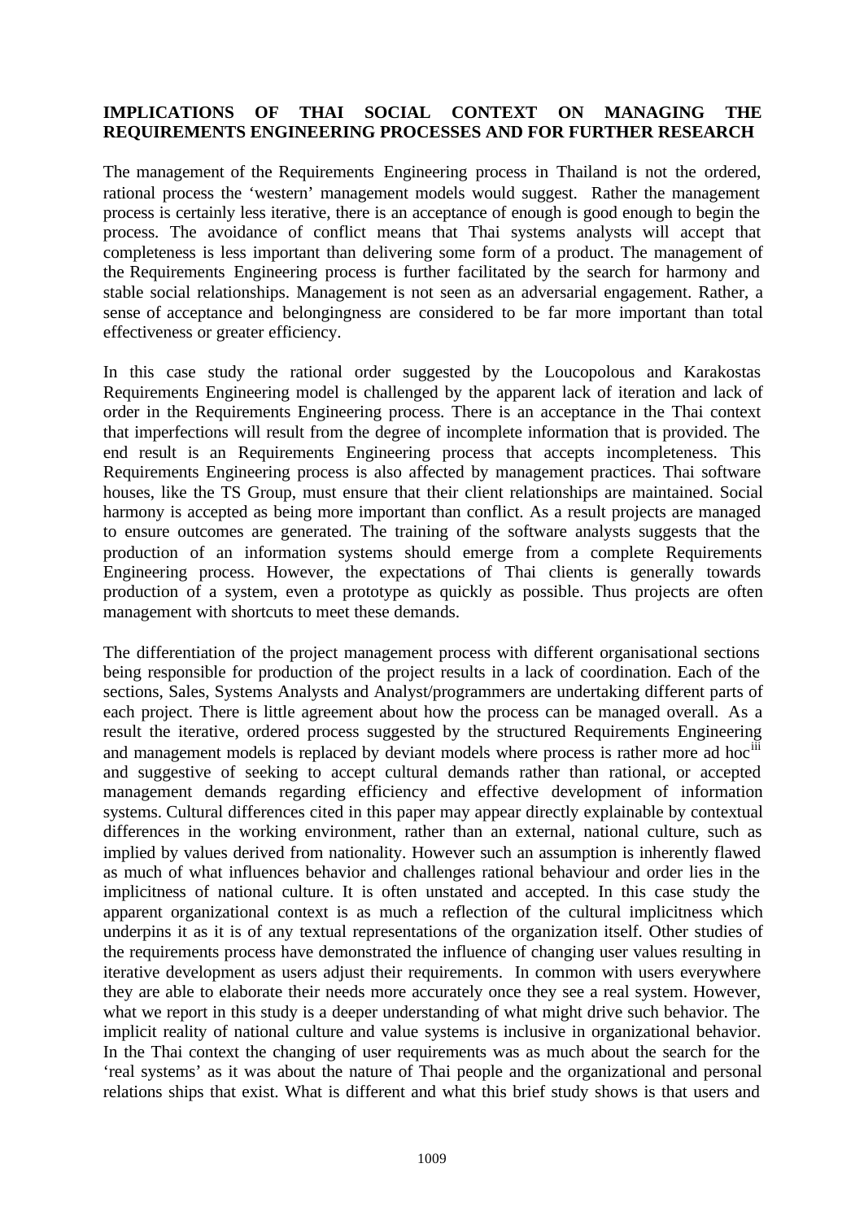**IMPLICATIONS OF THAI SOCIAL CONTEXT ON MANAGING THE REQUIREMENTS ENGINEERING PROCESSES AND FOR FURTHER RESEARCH**

The management of the Requirements Engineering process in Thailand is not the ordered, rational process the 'western' management models would suggest. Rather the management process is certainly less iterative, there is an acceptance of enough is good enough to begin the process. The avoidance of conflict means that Thai systems analysts will accept that completeness is less important than delivering some form of a product. The management of the Requirements Engineering process is further facilitated by the search for harmony and stable social relationships. Management is not seen as an adversarial engagement. Rather, a sense of acceptance and belongingness are considered to be far more important than total effectiveness or greater efficiency.

In this case study the rational order suggested by the Loucopolous and Karakostas Requirements Engineering model is challenged by the apparent lack of iteration and lack of order in the Requirements Engineering process. There is an acceptance in the Thai context that imperfections will result from the degree of incomplete information that is provided. The end result is an Requirements Engineering process that accepts incompleteness. This Requirements Engineering process is also affected by management practices. Thai software houses, like the TS Group, must ensure that their client relationships are maintained. Social harmony is accepted as being more important than conflict. As a result projects are managed to ensure outcomes are generated. The training of the software analysts suggests that the production of an information systems should emerge from a complete Requirements Engineering process. However, the expectations of Thai clients is generally towards production of a system, even a prototype as quickly as possible. Thus projects are often management with shortcuts to meet these demands.

The differentiation of the project management process with different organisational sections being responsible for production of the project results in a lack of coordination. Each of the sections, Sales, Systems Analysts and Analyst/programmers are undertaking different parts of each project. There is little agreement about how the process can be managed overall. As a result the iterative, ordered process suggested by the structured Requirements Engineering and management models is replaced by deviant models where process is rather more ad hoc[iii] and suggestive of seeking to accept cultural demands rather than rational, or accepted management demands regarding efficiency and effective development of information systems. Cultural differences cited in this paper may appear directly explainable by contextual differences in the working environment, rather than an external, national culture, such as implied by values derived from nationality. However such an assumption is inherently flawed as much of what influences behavior and challenges rational behaviour and order lies in the implicitness of national culture. It is often unstated and accepted. In this case study the apparent organizational context is as much a reflection of the cultural implicitness which underpins it as it is of any textual representations of the organization itself. Other studies of the requirements process have demonstrated the influence of changing user values resulting in iterative development as users adjust their requirements. In common with users everywhere they are able to elaborate their needs more accurately once they see a real system. However, what we report in this study is a deeper understanding of what might drive such behavior. The implicit reality of national culture and value systems is inclusive in organizational behavior. In the Thai context the changing of user requirements was as much about the search for the 'real systems' as it was about the nature of Thai people and the organizational and personal relations ships that exist. What is different and what this brief study shows is that users and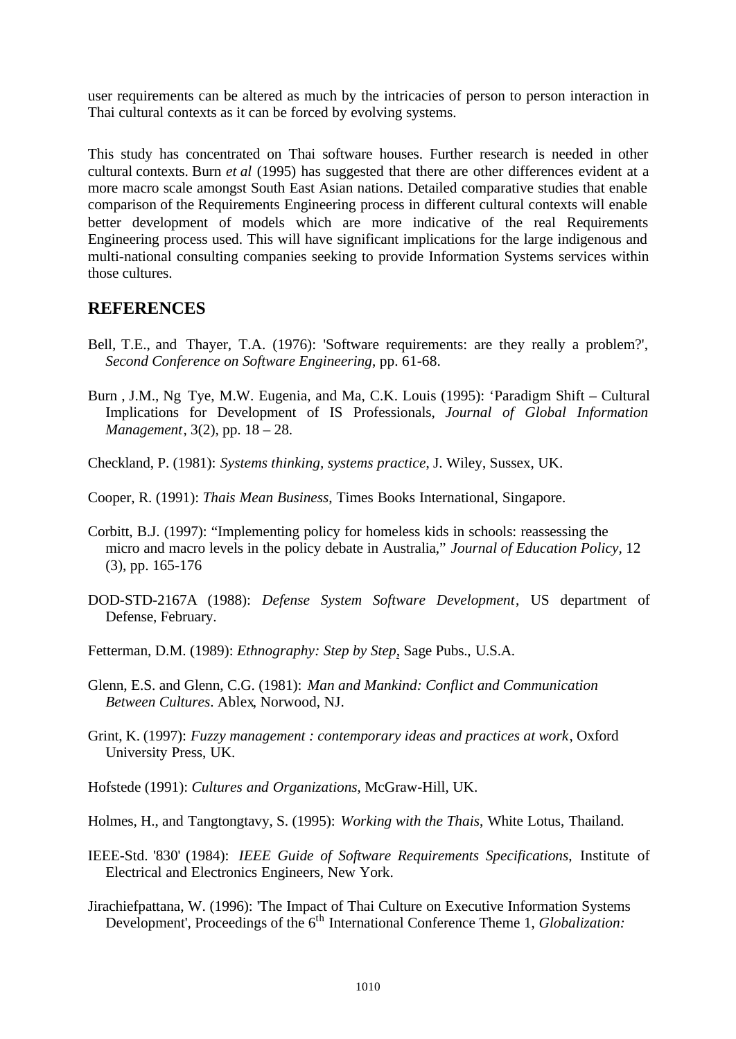user requirements can be altered as much by the intricacies of person to person interaction in Thai cultural contexts as it can be forced by evolving systems.

This study has concentrated on Thai software houses. Further research is needed in other cultural contexts. Burn *et al* (1995) has suggested that there are other differences evident at a more macro scale amongst South East Asian nations. Detailed comparative studies that enable comparison of the Requirements Engineering process in different cultural contexts will enable better development of models which are more indicative of the real Requirements Engineering process used. This will have significant implications for the large indigenous and multi-national consulting companies seeking to provide Information Systems services within those cultures.

## REFERENCES

Bell, T.E., and Thayer, T.A. (1976): 'Software requirements: are they really a problem?', *Second Conference on Software Engineering*, pp. 61-68.

Burn , J.M., Ng Tye, M.W. Eugenia, and Ma, C.K. Louis (1995): 'Paradigm Shift – Cultural Implications for Development of IS Professionals, *Journal of Global Information Management*, 3(2), pp. 18 – 28.

Checkland, P. (1981): *Systems thinking, systems practice*, J. Wiley, Sussex, UK.

Cooper, R. (1991): *Thais Mean Business*, Times Books International, Singapore.

Corbitt, B.J. (1997): "Implementing policy for homeless kids in schools: reassessing the micro and macro levels in the policy debate in Australia," *Journal of Education Policy*, 12 (3), pp. 165-176

DOD-STD-2167A (1988): *Defense System Software Development*, US department of Defense, February.

Fetterman, D.M. (1989): *Ethnography: Step by Step*, Sage Pubs., U.S.A.

Glenn, E.S. and Glenn, C.G. (1981): *Man and Mankind: Conflict and Communication Between Cultures*. Ablex, Norwood, NJ.

Grint, K. (1997): *Fuzzy management : contemporary ideas and practices at work*, Oxford University Press, UK.

Hofstede (1991): *Cultures and Organizations*, McGraw-Hill, UK.

Holmes, H., and Tangtongtavy, S. (1995): *Working with the Thais*, White Lotus, Thailand.

IEEE-Std. '830' (1984): *IEEE Guide of Software Requirements Specifications*, Institute of Electrical and Electronics Engineers, New York.

Jirachiefpattana, W. (1996): 'The Impact of Thai Culture on Executive Information Systems Development', Proceedings of the 6th International Conference Theme 1, *Globalization:*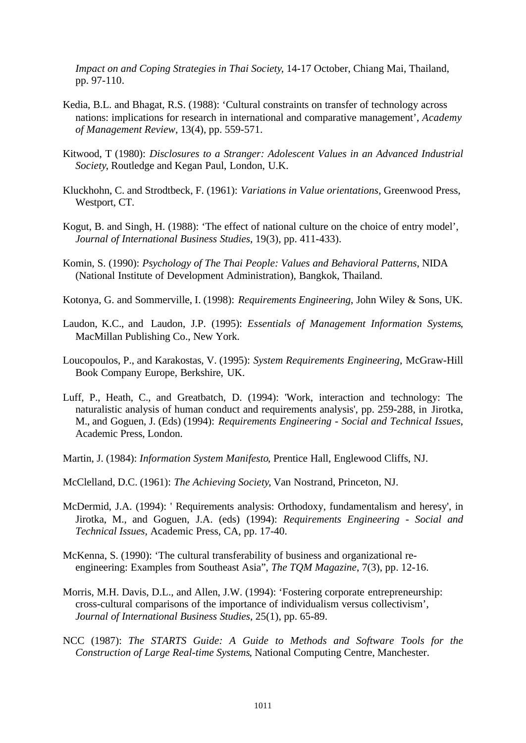*Impact on and Coping Strategies in Thai Society*, 14-17 October, Chiang Mai, Thailand, pp. 97-110.

Kedia, B.L. and Bhagat, R.S. (1988): 'Cultural constraints on transfer of technology across nations: implications for research in international and comparative management', *Academy of Management Review*, 13(4), pp. 559-571.

Kitwood, T (1980): *Disclosures to a Stranger: Adolescent Values in an Advanced Industrial Society*, Routledge and Kegan Paul, London, U.K.

Kluckhohn, C. and Strodtbeck, F. (1961): *Variations in Value orientations*, Greenwood Press, Westport, CT.

Kogut, B. and Singh, H. (1988): 'The effect of national culture on the choice of entry model', *Journal of International Business Studies*, 19(3), pp. 411-433).

Komin, S. (1990): *Psychology of The Thai People: Values and Behavioral Patterns*, NIDA (National Institute of Development Administration), Bangkok, Thailand.

Kotonya, G. and Sommerville, I. (1998): *Requirements Engineering*, John Wiley & Sons, UK.

Laudon, K.C., and Laudon, J.P. (1995): *Essentials of Management Information Systems*, MacMillan Publishing Co., New York.

Loucopoulos, P., and Karakostas, V. (1995): *System Requirements Engineering*, McGraw-Hill Book Company Europe, Berkshire, UK.

Luff, P., Heath, C., and Greatbatch, D. (1994): 'Work, interaction and technology: The naturalistic analysis of human conduct and requirements analysis', pp. 259-288, in Jirotka, M., and Goguen, J. (Eds) (1994): *Requirements Engineering - Social and Technical Issues*, Academic Press, London.

Martin, J. (1984): *Information System Manifesto*, Prentice Hall, Englewood Cliffs, NJ.

McClelland, D.C. (1961): *The Achieving Society*, Van Nostrand, Princeton, NJ.

McDermid, J.A. (1994): ' Requirements analysis: Orthodoxy, fundamentalism and heresy', in Jirotka, M., and Goguen, J.A. (eds) (1994): *Requirements Engineering - Social and Technical Issues*, Academic Press, CA, pp. 17-40.

McKenna, S. (1990): 'The cultural transferability of business and organizational re-engineering: Examples from Southeast Asia", *The TQM Magazine*, 7(3), pp. 12-16.

Morris, M.H. Davis, D.L., and Allen, J.W. (1994): 'Fostering corporate entrepreneurship: cross-cultural comparisons of the importance of individualism versus collectivism', *Journal of International Business Studies*, 25(1), pp. 65-89.

NCC (1987): *The STARTS Guide: A Guide to Methods and Software Tools for the Construction of Large Real-time Systems*, National Computing Centre, Manchester.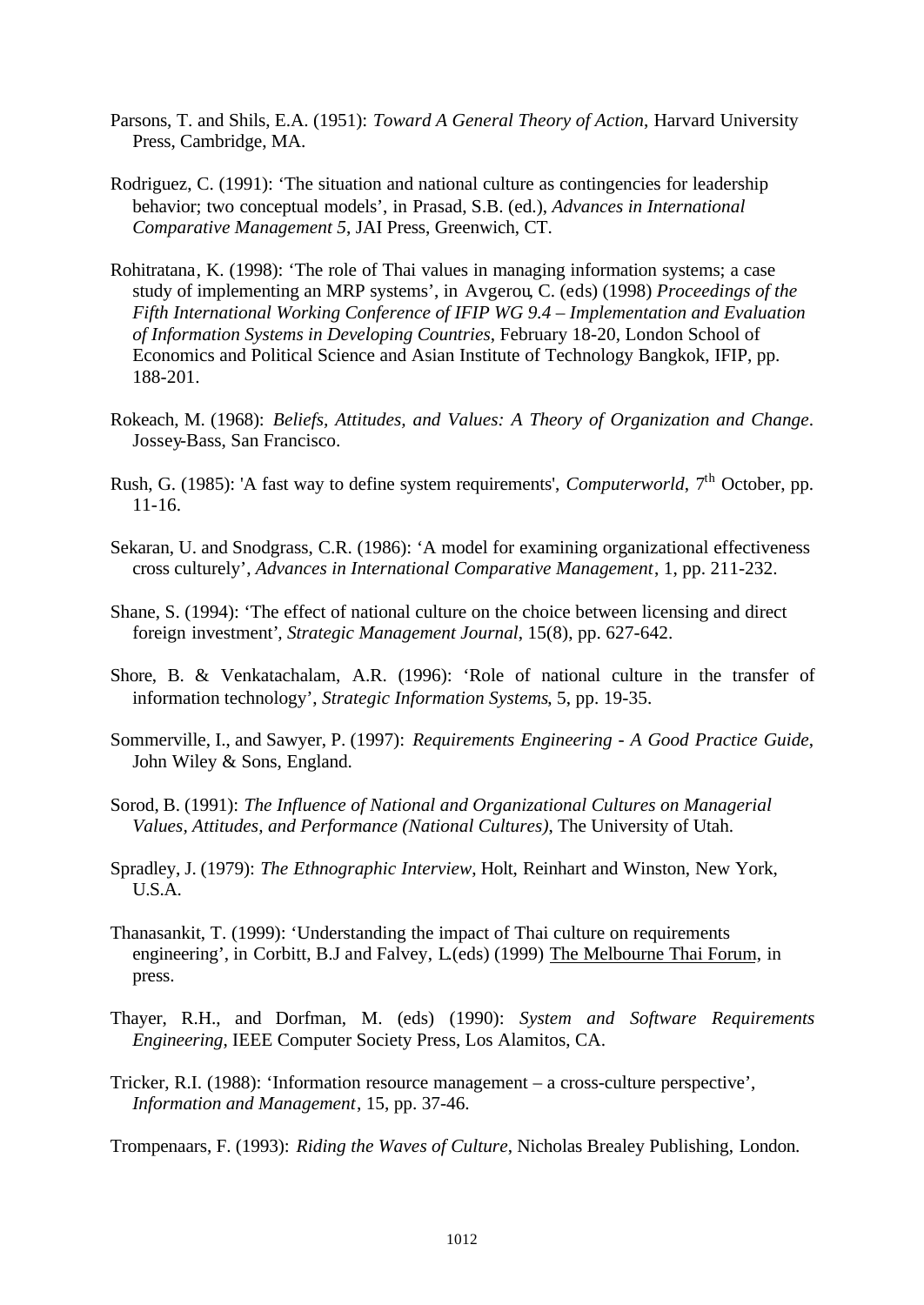Parsons, T. and Shils, E.A. (1951): *Toward A General Theory of Action*, Harvard University Press, Cambridge, MA.

Rodriguez, C. (1991): 'The situation and national culture as contingencies for leadership behavior; two conceptual models', in Prasad, S.B. (ed.), *Advances in International Comparative Management 5*, JAI Press, Greenwich, CT.

Rohitratana, K. (1998): 'The role of Thai values in managing information systems; a case study of implementing an MRP systems', in Avgerou, C. (eds) (1998) *Proceedings of the Fifth International Working Conference of IFIP WG 9.4 – Implementation and Evaluation of Information Systems in Developing Countries*, February 18-20, London School of Economics and Political Science and Asian Institute of Technology Bangkok, IFIP, pp. 188-201.

Rokeach, M. (1968): *Beliefs, Attitudes, and Values: A Theory of Organization and Change*. Jossey-Bass, San Francisco.

Rush, G. (1985): 'A fast way to define system requirements', *Computerworld*, 7th October, pp. 11-16.

Sekaran, U. and Snodgrass, C.R. (1986): 'A model for examining organizational effectiveness cross culturely', *Advances in International Comparative Management*, 1, pp. 211-232.

Shane, S. (1994): 'The effect of national culture on the choice between licensing and direct foreign investment', *Strategic Management Journal*, 15(8), pp. 627-642.

Shore, B. & Venkatachalam, A.R. (1996): 'Role of national culture in the transfer of information technology', *Strategic Information Systems*, 5, pp. 19-35.

Sommerville, I., and Sawyer, P. (1997): *Requirements Engineering - A Good Practice Guide*, John Wiley & Sons, England.

Sorod, B. (1991): *The Influence of National and Organizational Cultures on Managerial Values, Attitudes, and Performance (National Cultures)*, The University of Utah.

Spradley, J. (1979): *The Ethnographic Interview*, Holt, Reinhart and Winston, New York, U.S.A.

Thanasankit, T. (1999): 'Understanding the impact of Thai culture on requirements engineering', in Corbitt, B.J and Falvey, L.(eds) (1999) The Melbourne Thai Forum, in press.

Thayer, R.H., and Dorfman, M. (eds) (1990): *System and Software Requirements Engineering*, IEEE Computer Society Press, Los Alamitos, CA.

Tricker, R.I. (1988): 'Information resource management – a cross-culture perspective', *Information and Management*, 15, pp. 37-46.

Trompenaars, F. (1993): *Riding the Waves of Culture*, Nicholas Brealey Publishing, London.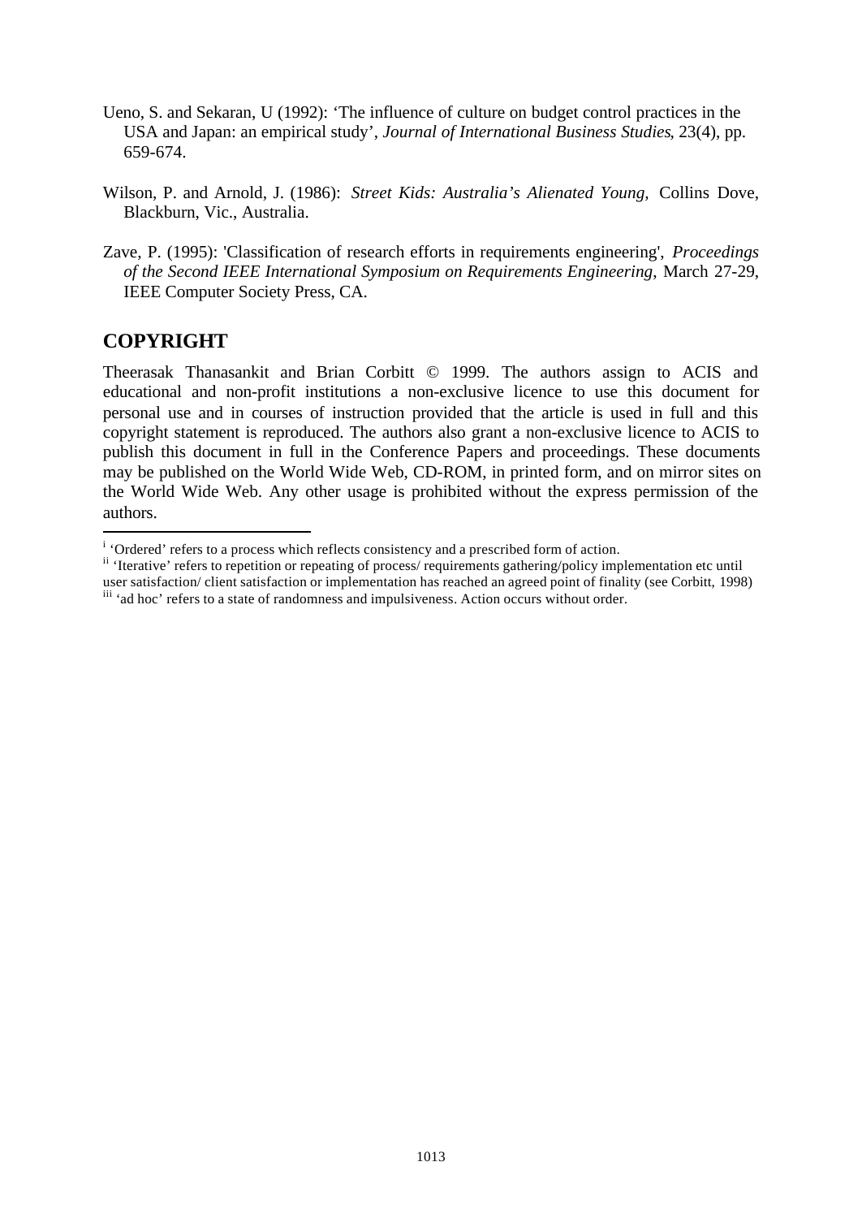Ueno, S. and Sekaran, U (1992): 'The influence of culture on budget control practices in the USA and Japan: an empirical study', *Journal of International Business Studies*, 23(4), pp. 659-674.

Wilson, P. and Arnold, J. (1986): *Street Kids: Australia's Alienated Young,* Collins Dove, Blackburn, Vic., Australia.

Zave, P. (1995): 'Classification of research efforts in requirements engineering', *Proceedings of the Second IEEE International Symposium on Requirements Engineering,* March 27-29, IEEE Computer Society Press, CA.

## COPYRIGHT

Theerasak Thanasankit and Brian Corbitt © 1999. The authors assign to ACIS and educational and non-profit institutions a non-exclusive licence to use this document for personal use and in courses of instruction provided that the article is used in full and this copyright statement is reproduced. The authors also grant a non-exclusive licence to ACIS to publish this document in full in the Conference Papers and proceedings. These documents may be published on the World Wide Web, CD-ROM, in printed form, and on mirror sites on the World Wide Web. Any other usage is prohibited without the express permission of the authors.

---

[i] 'Ordered' refers to a process which reflects consistency and a prescribed form of action.

[ii] 'Iterative' refers to repetition or repeating of process/ requirements gathering/policy implementation etc until user satisfaction/ client satisfaction or implementation has reached an agreed point of finality (see Corbitt, 1998)

[iii] 'ad hoc' refers to a state of randomness and impulsiveness. Action occurs without order.